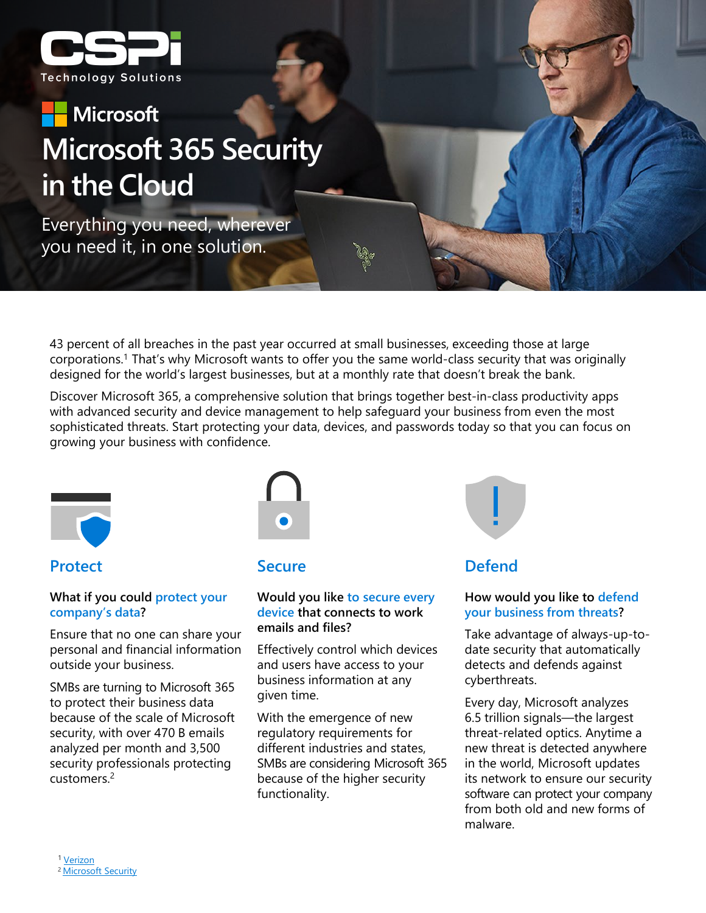CSPi Technology Solutions

Microsoft

# Microsoft 365 Security in the Cloud

Everything you need, wherever you need it, in one solution.

43 percent of all breaches in the past year occurred at small businesses, exceeding those at large corporations.[1] That's why Microsoft wants to offer you the same world-class security that was originally designed for the world's largest businesses, but at a monthly rate that doesn't break the bank.

Discover Microsoft 365, a comprehensive solution that brings together best-in-class productivity apps with advanced security and device management to help safeguard your business from even the most sophisticated threats. Start protecting your data, devices, and passwords today so that you can focus on growing your business with confidence.

## Protect

**What if you could protect your company's data?**

Ensure that no one can share your personal and financial information outside your business.

SMBs are turning to Microsoft 365 to protect their business data because of the scale of Microsoft security, with over 470 B emails analyzed per month and 3,500 security professionals protecting customers.[2]

## Secure

**Would you like to secure every device that connects to work emails and files?**

Effectively control which devices and users have access to your business information at any given time.

With the emergence of new regulatory requirements for different industries and states, SMBs are considering Microsoft 365 because of the higher security functionality.

## Defend

**How would you like to defend your business from threats?**

Take advantage of always-up-to-date security that automatically detects and defends against cyberthreats.

Every day, Microsoft analyzes 6.5 trillion signals—the largest threat-related optics. Anytime a new threat is detected anywhere in the world, Microsoft updates its network to ensure our security software can protect your company from both old and new forms of malware.

[1] Verizon
[2] Microsoft Security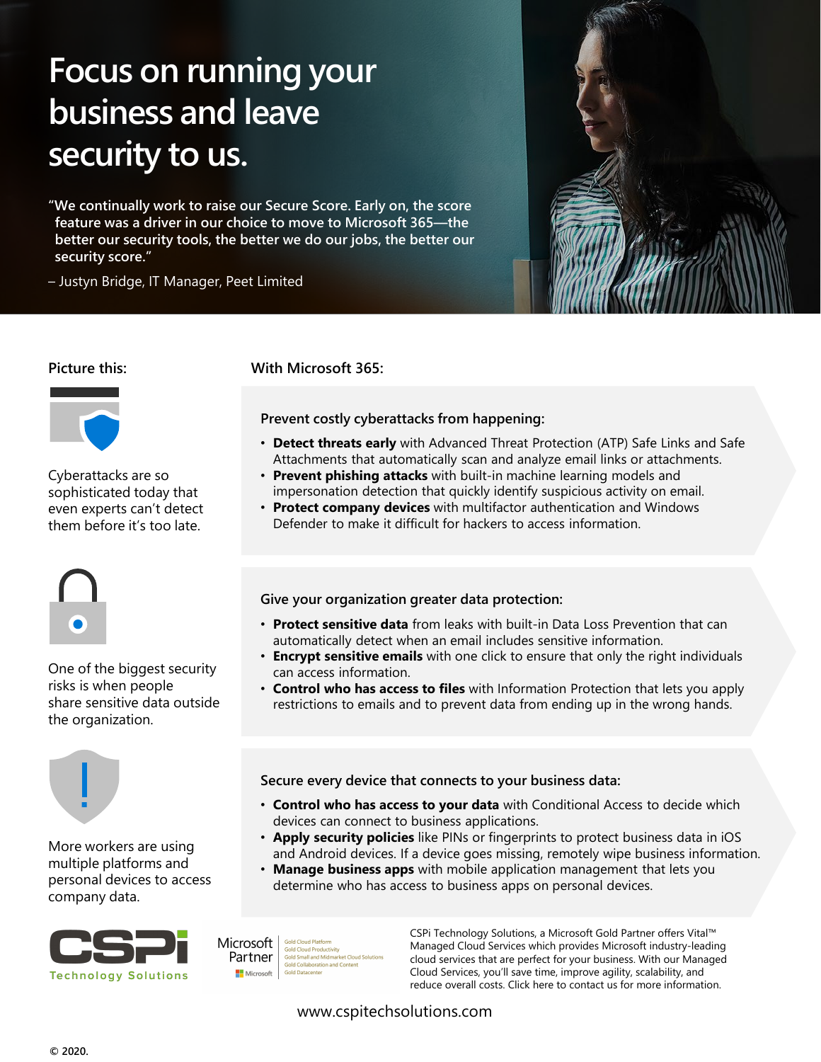# Focus on running your business and leave security to us.

"We continually work to raise our Secure Score. Early on, the score feature was a driver in our choice to move to Microsoft 365—the better our security tools, the better we do our jobs, the better our security score."

– Justyn Bridge, IT Manager, Peet Limited

**Picture this:**

Cyberattacks are so sophisticated today that even experts can't detect them before it's too late.

One of the biggest security risks is when people share sensitive data outside the organization.

More workers are using multiple platforms and personal devices to access company data.

**With Microsoft 365:**

### Prevent costly cyberattacks from happening:

- **Detect threats early** with Advanced Threat Protection (ATP) Safe Links and Safe Attachments that automatically scan and analyze email links or attachments.
- **Prevent phishing attacks** with built-in machine learning models and impersonation detection that quickly identify suspicious activity on email.
- **Protect company devices** with multifactor authentication and Windows Defender to make it difficult for hackers to access information.

### Give your organization greater data protection:

- **Protect sensitive data** from leaks with built-in Data Loss Prevention that can automatically detect when an email includes sensitive information.
- **Encrypt sensitive emails** with one click to ensure that only the right individuals can access information.
- **Control who has access to files** with Information Protection that lets you apply restrictions to emails and to prevent data from ending up in the wrong hands.

### Secure every device that connects to your business data:

- **Control who has access to your data** with Conditional Access to decide which devices can connect to business applications.
- **Apply security policies** like PINs or fingerprints to protect business data in iOS and Android devices. If a device goes missing, remotely wipe business information.
- **Manage business apps** with mobile application management that lets you determine who has access to business apps on personal devices.

CSPi Technology Solutions

Microsoft Partner
Gold Cloud Platform
Gold Cloud Productivity
Gold Small and Midmarket Cloud Solutions
Gold Collaboration and Content
Gold Datacenter

CSPi Technology Solutions, a Microsoft Gold Partner offers Vital™ Managed Cloud Services which provides Microsoft industry-leading cloud services that are perfect for your business. With our Managed Cloud Services, you'll save time, improve agility, scalability, and reduce overall costs. Click here to contact us for more information.

www.cspitechsolutions.com

© 2020.